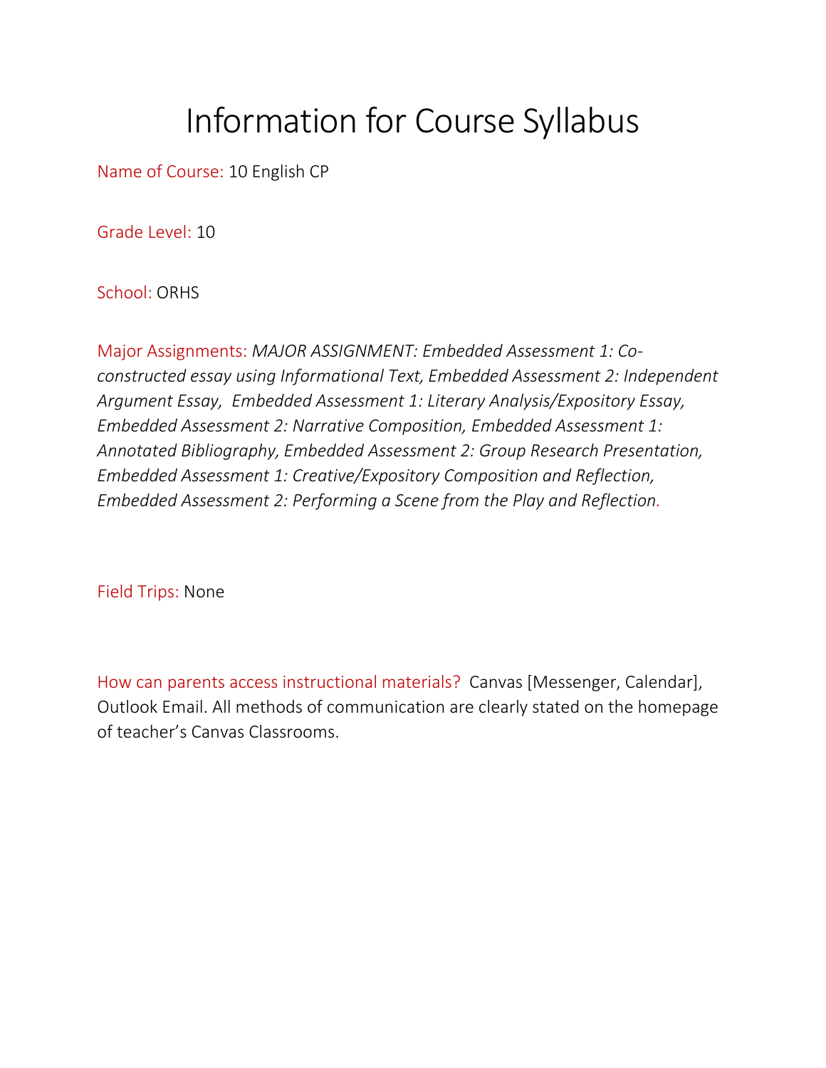# Information for Course Syllabus

Name of Course: 10 English CP

Grade Level: 10

School: ORHS

Major Assignments: *MAJOR ASSIGNMENT: Embedded Assessment 1: Co-constructed essay using Informational Text, Embedded Assessment 2: Independent Argument Essay, Embedded Assessment 1: Literary Analysis/Expository Essay, Embedded Assessment 2: Narrative Composition, Embedded Assessment 1: Annotated Bibliography, Embedded Assessment 2: Group Research Presentation, Embedded Assessment 1: Creative/Expository Composition and Reflection, Embedded Assessment 2: Performing a Scene from the Play and Reflection.*

Field Trips: None

How can parents access instructional materials? Canvas [Messenger, Calendar], Outlook Email. All methods of communication are clearly stated on the homepage of teacher's Canvas Classrooms.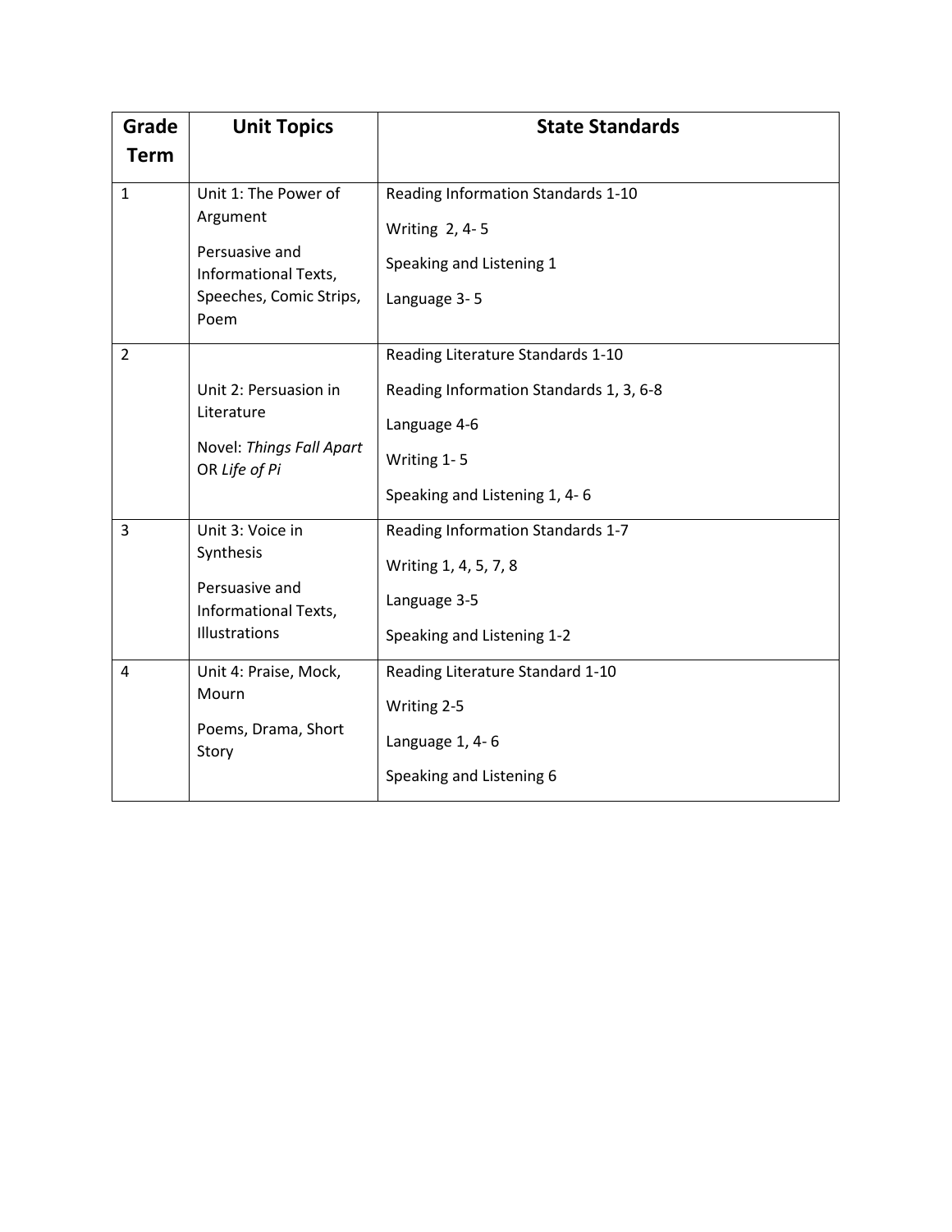| Grade Term | Unit Topics | State Standards |
|---|---|---|
| 1 | Unit 1: The Power of Argument<br><br>Persuasive and Informational Texts, Speeches, Comic Strips, Poem | Reading Information Standards 1-10<br><br>Writing 2, 4- 5<br><br>Speaking and Listening 1<br><br>Language 3- 5 |
| 2 | Unit 2: Persuasion in Literature<br><br>Novel: *Things Fall Apart* OR *Life of Pi* | Reading Literature Standards 1-10<br><br>Reading Information Standards 1, 3, 6-8<br><br>Language 4-6<br><br>Writing 1- 5<br><br>Speaking and Listening 1, 4- 6 |
| 3 | Unit 3: Voice in Synthesis<br><br>Persuasive and Informational Texts, Illustrations | Reading Information Standards 1-7<br><br>Writing 1, 4, 5, 7, 8<br><br>Language 3-5<br><br>Speaking and Listening 1-2 |
| 4 | Unit 4: Praise, Mock, Mourn<br><br>Poems, Drama, Short Story | Reading Literature Standard 1-10<br><br>Writing 2-5<br><br>Language 1, 4- 6<br><br>Speaking and Listening 6 |